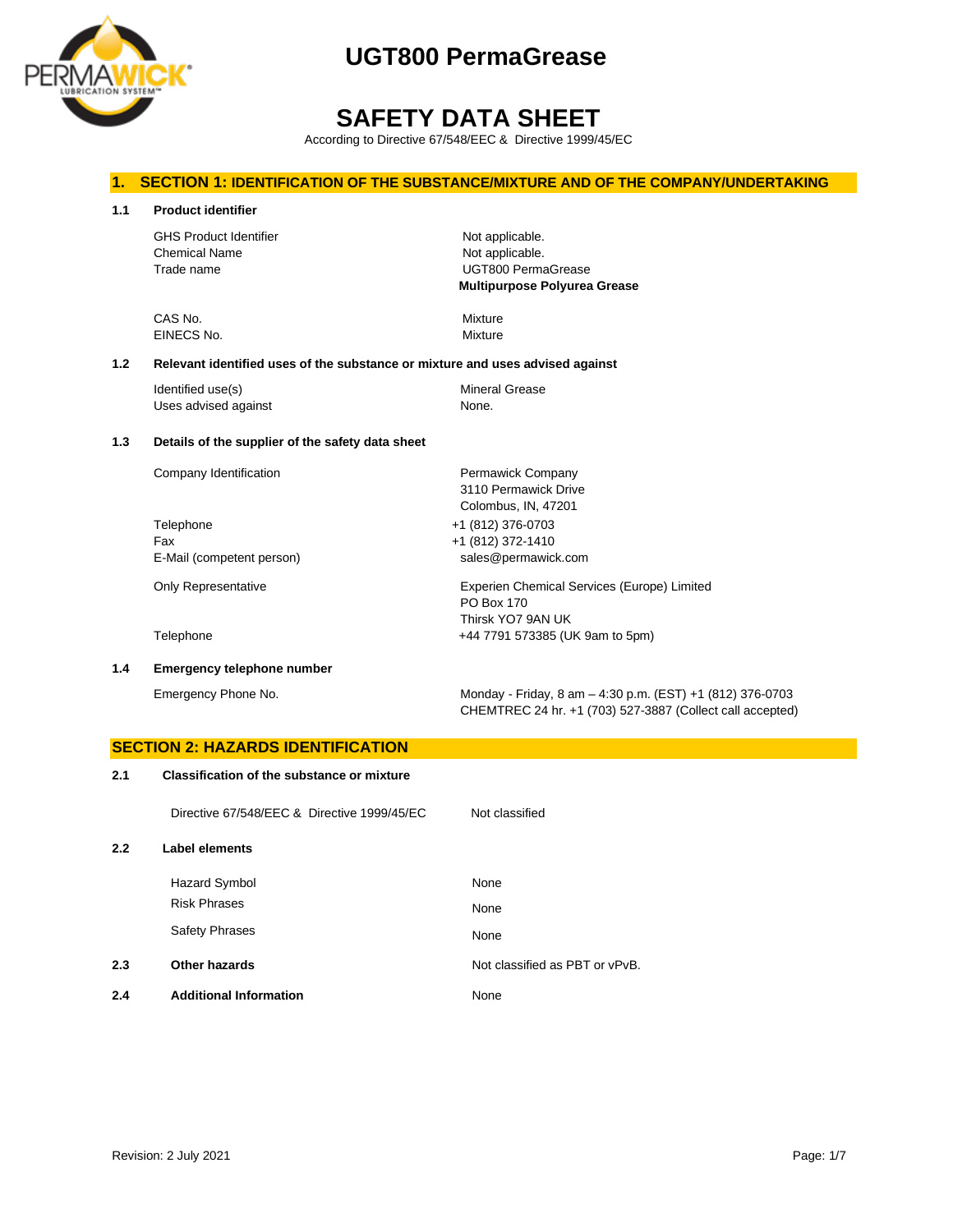# UGT800 PermaGrease

# SAFETY DATA SHEET

According to Directive 67/548/EEC & Directive 1999/45/EC

## 1. SECTION 1: IDENTIFICATION OF THE SUBSTANCE/MIXTURE AND OF THE COMPANY/UNDERTAKING

### 1.1 Product identifier

| | |
|---|---|
| GHS Product Identifier | Not applicable. |
| Chemical Name | Not applicable. |
| Trade name | UGT800 PermaGrease |
| | **Multipurpose Polyurea Grease** |
| CAS No. | Mixture |
| EINECS No. | Mixture |

### 1.2 Relevant identified uses of the substance or mixture and uses advised against

| | |
|---|---|
| Identified use(s) | Mineral Grease |
| Uses advised against | None. |

### 1.3 Details of the supplier of the safety data sheet

| | |
|---|---|
| Company Identification | Permawick Company<br>3110 Permawick Drive<br>Colombus, IN, 47201 |
| Telephone | +1 (812) 376-0703 |
| Fax | +1 (812) 372-1410 |
| E-Mail (competent person) | sales@permawick.com |
| Only Representative | Experien Chemical Services (Europe) Limited<br>PO Box 170<br>Thirsk YO7 9AN UK |
| Telephone | +44 7791 573385 (UK 9am to 5pm) |

### 1.4 Emergency telephone number

| | |
|---|---|
| Emergency Phone No. | Monday - Friday, 8 am – 4:30 p.m. (EST) +1 (812) 376-0703<br>CHEMTREC 24 hr. +1 (703) 527-3887 (Collect call accepted) |

## SECTION 2: HAZARDS IDENTIFICATION

### 2.1 Classification of the substance or mixture

| | |
|---|---|
| Directive 67/548/EEC & Directive 1999/45/EC | Not classified |

### 2.2 Label elements

| | |
|---|---|
| Hazard Symbol | None |
| Risk Phrases | None |
| Safety Phrases | None |

### 2.3 Other hazards

Not classified as PBT or vPvB.

### 2.4 Additional Information

None

Revision: 2 July 2021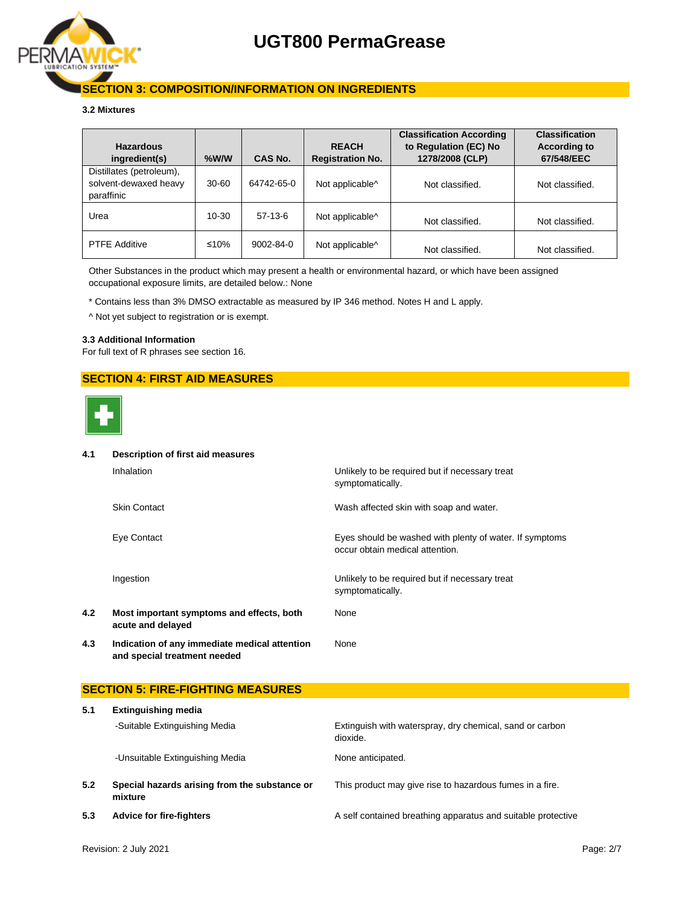## SECTION 3: COMPOSITION/INFORMATION ON INGREDIENTS

**3.2 Mixtures**

| Hazardous ingredient(s) | %W/W | CAS No. | REACH Registration No. | Classification According to Regulation (EC) No 1278/2008 (CLP) | Classification According to 67/548/EEC |
|---|---|---|---|---|---|
| Distillates (petroleum), solvent-dewaxed heavy paraffinic | 30-60 | 64742-65-0 | Not applicable^ | Not classified. | Not classified. |
| Urea | 10-30 | 57-13-6 | Not applicable^ | Not classified. | Not classified. |
| PTFE Additive | ≤10% | 9002-84-0 | Not applicable^ | Not classified. | Not classified. |

Other Substances in the product which may present a health or environmental hazard, or which have been assigned occupational exposure limits, are detailed below.: None

* Contains less than 3% DMSO extractable as measured by IP 346 method. Notes H and L apply.

^ Not yet subject to registration or is exempt.

**3.3 Additional Information**

For full text of R phrases see section 16.

## SECTION 4: FIRST AID MEASURES

**4.1 Description of first aid measures**

| | |
|---|---|
| Inhalation | Unlikely to be required but if necessary treat symptomatically. |
| Skin Contact | Wash affected skin with soap and water. |
| Eye Contact | Eyes should be washed with plenty of water. If symptoms occur obtain medical attention. |
| Ingestion | Unlikely to be required but if necessary treat symptomatically. |

**4.2 Most important symptoms and effects, both acute and delayed** — None

**4.3 Indication of any immediate medical attention and special treatment needed** — None

## SECTION 5: FIRE-FIGHTING MEASURES

**5.1 Extinguishing media**

| | |
|---|---|
| -Suitable Extinguishing Media | Extinguish with waterspray, dry chemical, sand or carbon dioxide. |
| -Unsuitable Extinguishing Media | None anticipated. |

**5.2 Special hazards arising from the substance or mixture** — This product may give rise to hazardous fumes in a fire.

**5.3 Advice for fire-fighters** — A self contained breathing apparatus and suitable protective

Revision: 2 July 2021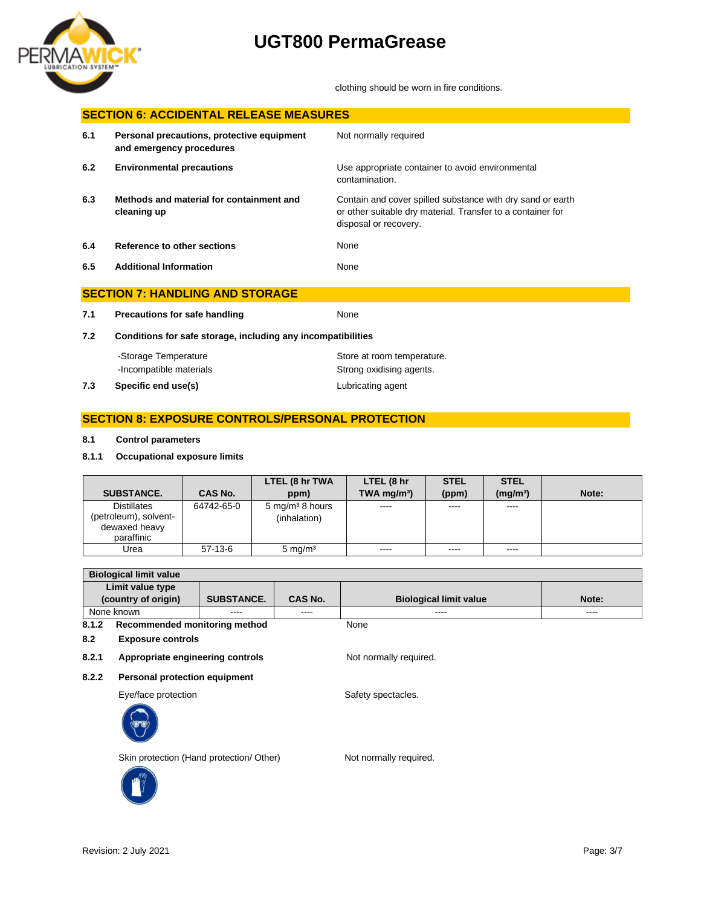clothing should be worn in fire conditions.

## SECTION 6: ACCIDENTAL RELEASE MEASURES

| | | |
|---|---|---|
| **6.1** | **Personal precautions, protective equipment and emergency procedures** | Not normally required |
| **6.2** | **Environmental precautions** | Use appropriate container to avoid environmental contamination. |
| **6.3** | **Methods and material for containment and cleaning up** | Contain and cover spilled substance with dry sand or earth or other suitable dry material. Transfer to a container for disposal or recovery. |
| **6.4** | **Reference to other sections** | None |
| **6.5** | **Additional Information** | None |

## SECTION 7: HANDLING AND STORAGE

| | | |
|---|---|---|
| **7.1** | **Precautions for safe handling** | None |
| **7.2** | **Conditions for safe storage, including any incompatibilities** | |
| | -Storage Temperature | Store at room temperature. |
| | -Incompatible materials | Strong oxidising agents. |
| **7.3** | **Specific end use(s)** | Lubricating agent |

## SECTION 8: EXPOSURE CONTROLS/PERSONAL PROTECTION

**8.1 Control parameters**

**8.1.1 Occupational exposure limits**

| SUBSTANCE. | CAS No. | LTEL (8 hr TWA ppm) | LTEL (8 hr TWA mg/m³) | STEL (ppm) | STEL (mg/m³) | Note: |
|---|---|---|---|---|---|---|
| Distillates (petroleum), solvent-dewaxed heavy paraffinic | 64742-65-0 | 5 mg/m³ 8 hours (inhalation) | ---- | ---- | ---- | |
| Urea | 57-13-6 | 5 mg/m³ | ---- | ---- | ---- | |

| Biological limit value | | | | |
|---|---|---|---|---|
| **Limit value type (country of origin)** | **SUBSTANCE.** | **CAS No.** | **Biological limit value** | **Note:** |
| None known | ---- | ---- | ---- | ---- |

| | | |
|---|---|---|
| **8.1.2** | **Recommended monitoring method** | None |
| **8.2** | **Exposure controls** | |
| **8.2.1** | **Appropriate engineering controls** | Not normally required. |
| **8.2.2** | **Personal protection equipment** | |
| | Eye/face protection | Safety spectacles. |
| | Skin protection (Hand protection/ Other) | Not normally required. |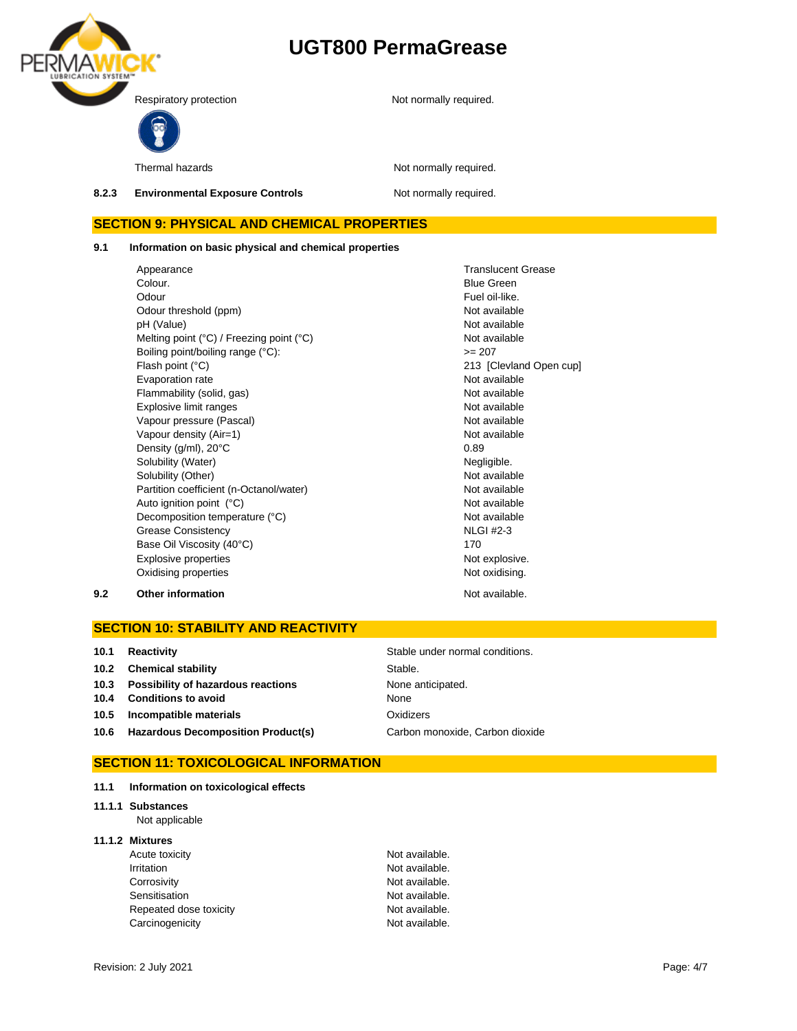| | |
|---|---|
| Respiratory protection | Not normally required. |
| Thermal hazards | Not normally required. |

**8.2.3 Environmental Exposure Controls** Not normally required.

## SECTION 9: PHYSICAL AND CHEMICAL PROPERTIES

### 9.1 Information on basic physical and chemical properties

| | |
|---|---|
| Appearance | Translucent Grease |
| Colour. | Blue Green |
| Odour | Fuel oil-like. |
| Odour threshold (ppm) | Not available |
| pH (Value) | Not available |
| Melting point (°C) / Freezing point (°C) | Not available |
| Boiling point/boiling range (°C): | >= 207 |
| Flash point (°C) | 213 [Clevland Open cup] |
| Evaporation rate | Not available |
| Flammability (solid, gas) | Not available |
| Explosive limit ranges | Not available |
| Vapour pressure (Pascal) | Not available |
| Vapour density (Air=1) | Not available |
| Density (g/ml), 20°C | 0.89 |
| Solubility (Water) | Negligible. |
| Solubility (Other) | Not available |
| Partition coefficient (n-Octanol/water) | Not available |
| Auto ignition point (°C) | Not available |
| Decomposition temperature (°C) | Not available |
| Grease Consistency | NLGI #2-3 |
| Base Oil Viscosity (40°C) | 170 |
| Explosive properties | Not explosive. |
| Oxidising properties | Not oxidising. |

**9.2 Other information** Not available.

## SECTION 10: STABILITY AND REACTIVITY

| | |
|---|---|
| **10.1 Reactivity** | Stable under normal conditions. |
| **10.2 Chemical stability** | Stable. |
| **10.3 Possibility of hazardous reactions** | None anticipated. |
| **10.4 Conditions to avoid** | None |
| **10.5 Incompatible materials** | Oxidizers |
| **10.6 Hazardous Decomposition Product(s)** | Carbon monoxide, Carbon dioxide |

## SECTION 11: TOXICOLOGICAL INFORMATION

### 11.1 Information on toxicological effects

**11.1.1 Substances**

Not applicable

**11.1.2 Mixtures**

| | |
|---|---|
| Acute toxicity | Not available. |
| Irritation | Not available. |
| Corrosivity | Not available. |
| Sensitisation | Not available. |
| Repeated dose toxicity | Not available. |
| Carcinogenicity | Not available. |

Revision: 2 July 2021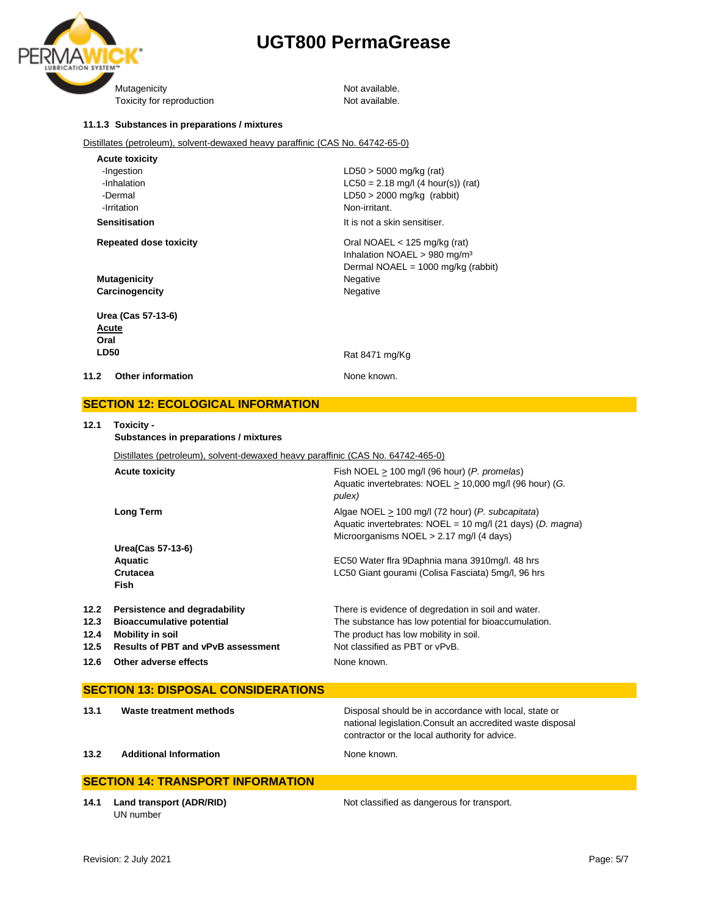| | |
|---|---|
| Mutagenicity | Not available. |
| Toxicity for reproduction | Not available. |

**11.1.3 Substances in preparations / mixtures**

Distillates (petroleum), solvent-dewaxed heavy paraffinic (CAS No. 64742-65-0)

| | |
|---|---|
| **Acute toxicity** | |
| -Ingestion | LD50 > 5000 mg/kg (rat) |
| -Inhalation | LC50 = 2.18 mg/l (4 hour(s)) (rat) |
| -Dermal | LD50 > 2000 mg/kg (rabbit) |
| -Irritation | Non-irritant. |
| **Sensitisation** | It is not a skin sensitiser. |
| **Repeated dose toxicity** | Oral NOAEL < 125 mg/kg (rat)<br>Inhalation NOAEL > 980 mg/m³<br>Dermal NOAEL = 1000 mg/kg (rabbit) |
| **Mutagenicity** | Negative |
| **Carcinogencity** | Negative |

**Urea (Cas 57-13-6)**
**Acute**
**Oral**
**LD50** Rat 8471 mg/Kg

**11.2 Other information** None known.

## SECTION 12: ECOLOGICAL INFORMATION

**12.1 Toxicity -**
**Substances in preparations / mixtures**

Distillates (petroleum), solvent-dewaxed heavy paraffinic (CAS No. 64742-465-0)

| | |
|---|---|
| **Acute toxicity** | Fish NOEL ≥ 100 mg/l (96 hour) (*P. promelas*)<br>Aquatic invertebrates: NOEL ≥ 10,000 mg/l (96 hour) (*G. pulex)* |
| **Long Term** | Algae NOEL ≥ 100 mg/l (72 hour) (*P. subcapitata*)<br>Aquatic invertebrates: NOEL = 10 mg/l (21 days) (*D. magna*)<br>Microorganisms NOEL > 2.17 mg/l (4 days) |

**Urea(Cas 57-13-6)**
**Aquatic**
**Crutacea**
**Fish**

EC50 Water flra 9Daphnia mana 3910mg/l. 48 hrs
LC50 Giant gourami (Colisa Fasciata) 5mg/l, 96 hrs

| | | |
|---|---|---|
| **12.2** | **Persistence and degradability** | There is evidence of degredation in soil and water. |
| **12.3** | **Bioaccumulative potential** | The substance has low potential for bioaccumulation. |
| **12.4** | **Mobility in soil** | The product has low mobility in soil. |
| **12.5** | **Results of PBT and vPvB assessment** | Not classified as PBT or vPvB. |
| **12.6** | **Other adverse effects** | None known. |

## SECTION 13: DISPOSAL CONSIDERATIONS

| | | |
|---|---|---|
| **13.1** | **Waste treatment methods** | Disposal should be in accordance with local, state or national legislation.Consult an accredited waste disposal contractor or the local authority for advice. |
| **13.2** | **Additional Information** | None known. |

## SECTION 14: TRANSPORT INFORMATION

**14.1 Land transport (ADR/RID)** Not classified as dangerous for transport.
UN number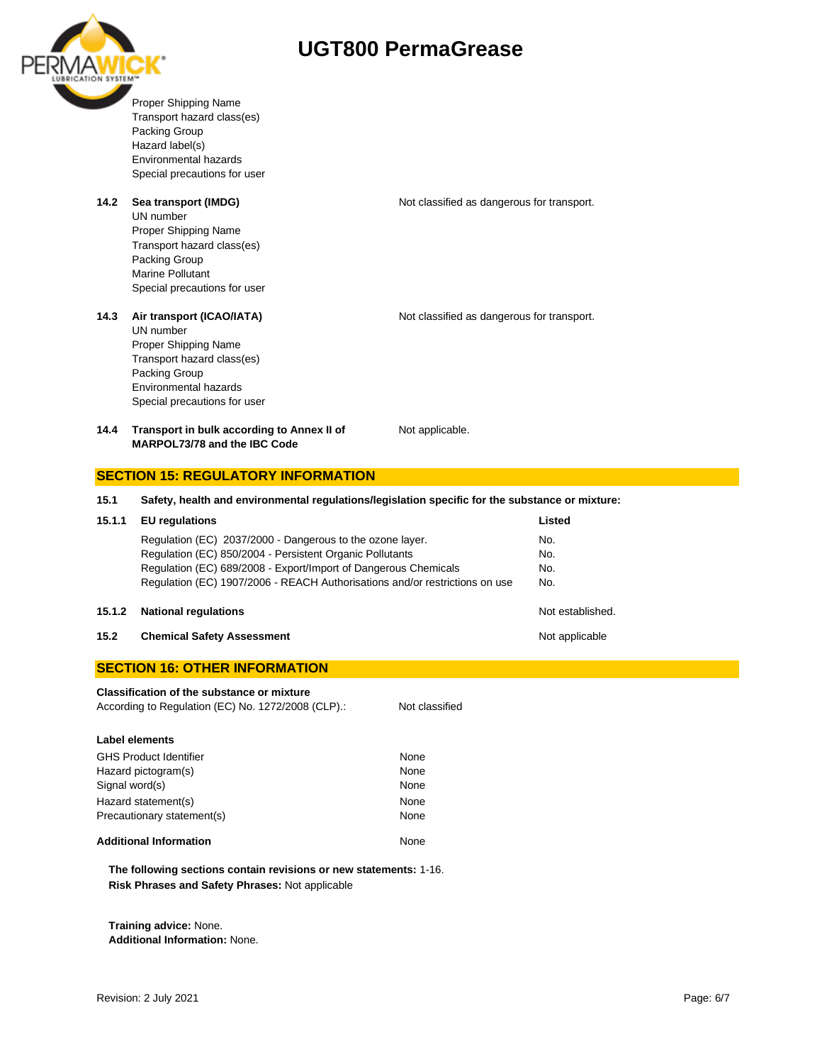Proper Shipping Name
Transport hazard class(es)
Packing Group
Hazard label(s)
Environmental hazards
Special precautions for user

| | | |
|---|---|---|
| **14.2** | **Sea transport (IMDG)**<br>UN number<br>Proper Shipping Name<br>Transport hazard class(es)<br>Packing Group<br>Marine Pollutant<br>Special precautions for user | Not classified as dangerous for transport. |
| **14.3** | **Air transport (ICAO/IATA)**<br>UN number<br>Proper Shipping Name<br>Transport hazard class(es)<br>Packing Group<br>Environmental hazards<br>Special precautions for user | Not classified as dangerous for transport. |
| **14.4** | **Transport in bulk according to Annex II of MARPOL73/78 and the IBC Code** | Not applicable. |

## SECTION 15: REGULATORY INFORMATION

**15.1 Safety, health and environmental regulations/legislation specific for the substance or mixture:**

| | **15.1.1 EU regulations** | **Listed** |
|---|---|---|
| | Regulation (EC) 2037/2000 - Dangerous to the ozone layer. | No. |
| | Regulation (EC) 850/2004 - Persistent Organic Pollutants | No. |
| | Regulation (EC) 689/2008 - Export/Import of Dangerous Chemicals | No. |
| | Regulation (EC) 1907/2006 - REACH Authorisations and/or restrictions on use | No. |

**15.1.2 National regulations** — Not established.

**15.2 Chemical Safety Assessment** — Not applicable

## SECTION 16: OTHER INFORMATION

**Classification of the substance or mixture**

According to Regulation (EC) No. 1272/2008 (CLP).: Not classified

**Label elements**

| | |
|---|---|
| GHS Product Identifier | None |
| Hazard pictogram(s) | None |
| Signal word(s) | None |
| Hazard statement(s) | None |
| Precautionary statement(s) | None |

**Additional Information** None

**The following sections contain revisions or new statements:** 1-16.
**Risk Phrases and Safety Phrases:** Not applicable

**Training advice:** None.
**Additional Information:** None.

Revision: 2 July 2021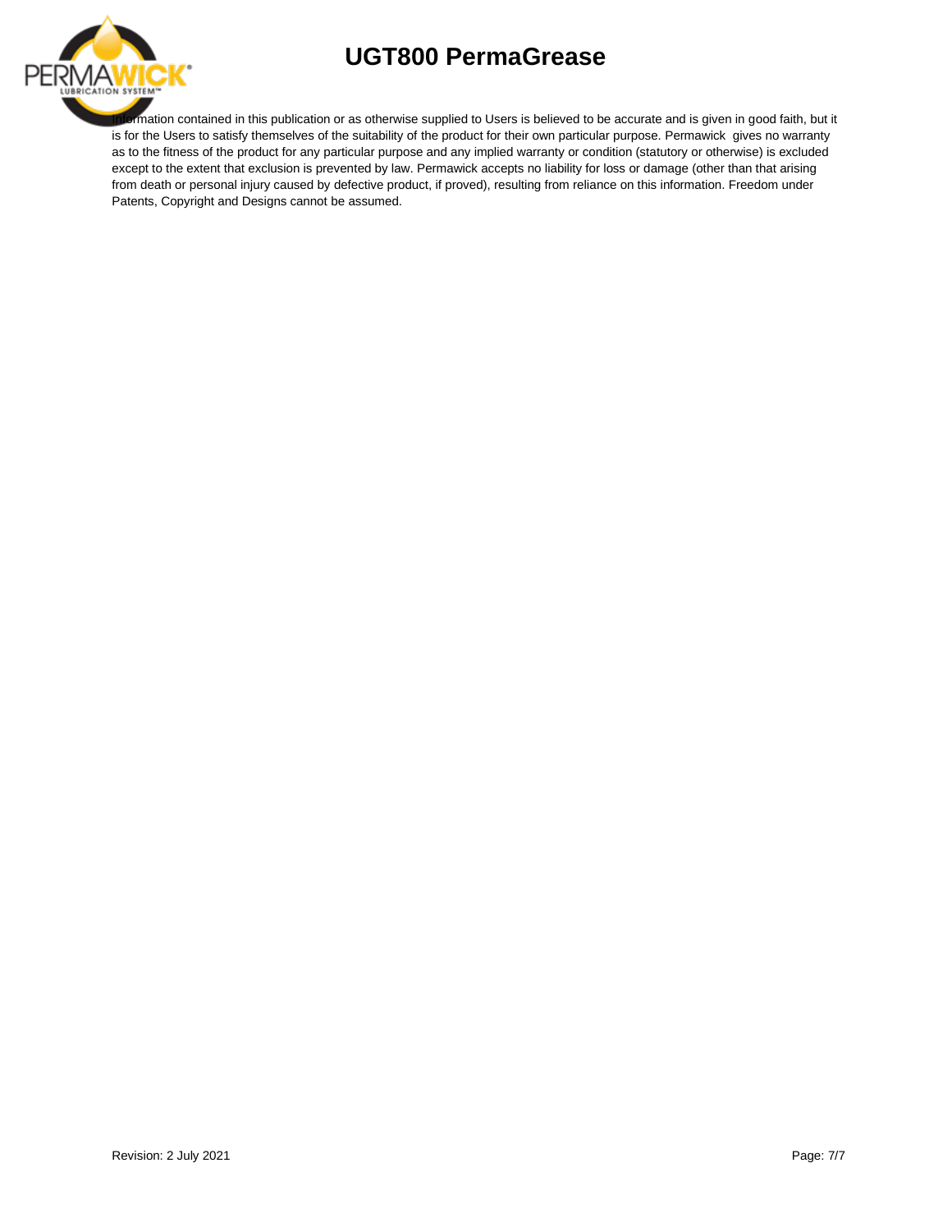Information contained in this publication or as otherwise supplied to Users is believed to be accurate and is given in good faith, but it is for the Users to satisfy themselves of the suitability of the product for their own particular purpose. Permawick gives no warranty as to the fitness of the product for any particular purpose and any implied warranty or condition (statutory or otherwise) is excluded except to the extent that exclusion is prevented by law. Permawick accepts no liability for loss or damage (other than that arising from death or personal injury caused by defective product, if proved), resulting from reliance on this information. Freedom under Patents, Copyright and Designs cannot be assumed.